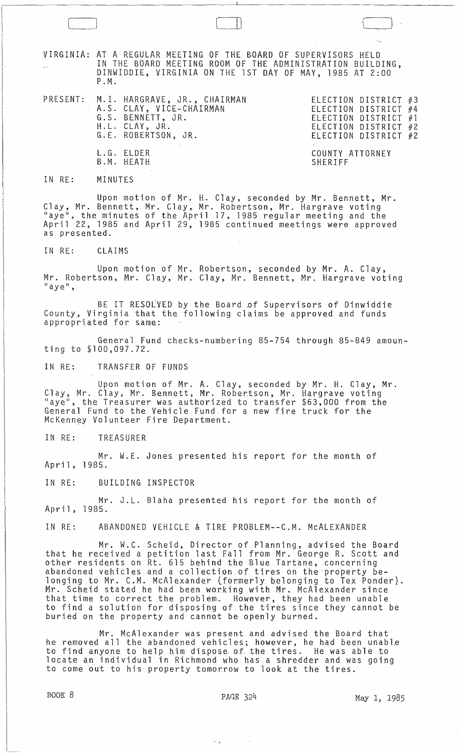VIRGINIA: AT A REGULAR MEETING OF THE BOARD OF SUPERVISORS HELD IN THE BOARD MEETING ROOM OF THE ADMINISTRATION BUILDING, DINWIDDIE, VIRGINIA ON THE 1ST DAY OF MAY, 1985 AT 2:00 P.M.

| PRESENT: | | |
|---|---|---|
| | M.I. HARGRAVE, JR., CHAIRMAN | ELECTION DISTRICT #3 |
| | A.S. CLAY, VICE-CHAIRMAN | ELECTION DISTRICT #4 |
| | G.S. BENNETT, JR. | ELECTION DISTRICT #1 |
| | H.L. CLAY, JR. | ELECTION DISTRICT #2 |
| | G.E. ROBERTSON, JR. | ELECTION DISTRICT #2 |
| | L.G. ELDER | COUNTY ATTORNEY |
| | B.M. HEATH | SHERIFF |

IN RE: MINUTES

Upon motion of Mr. H. Clay, seconded by Mr. Bennett, Mr. Clay, Mr. Bennett, Mr. Clay, Mr. Robertson, Mr. Hargrave voting "aye", the minutes of the April 17, 1985 regular meeting and the April 22, 1985 and April 29, 1985 continued meetings were approved as presented.

IN RE: CLAIMS

Upon motion of Mr. Robertson, seconded by Mr. A. Clay, Mr. Robertson, Mr. Clay, Mr. Clay, Mr. Bennett, Mr. Hargrave voting "aye",

BE IT RESOLVED by the Board of Supervisors of Dinwiddie County, Virginia that the following claims be approved and funds appropriated for same:

General Fund checks-numbering 85-754 through 85-849 amounting to $100,097.72.

IN RE: TRANSFER OF FUNDS

Upon motion of Mr. A. Clay, seconded by Mr. H. Clay, Mr. Clay, Mr. Clay, Mr. Bennett, Mr. Robertson, Mr. Hargrave voting "aye", the Treasurer was authorized to transfer $63,000 from the General Fund to the Vehicle Fund for a new fire truck for the McKenney Volunteer Fire Department.

IN RE: TREASURER

Mr. W.E. Jones presented his report for the month of April, 1985.

IN RE: BUILDING INSPECTOR

Mr. J.L. Blaha presented his report for the month of April, 1985.

IN RE: ABANDONED VEHICLE & TIRE PROBLEM--C.M. McALEXANDER

Mr. W.C. Scheid, Director of Planning, advised the Board that he received a petition last Fall from Mr. George R. Scott and other residents on Rt. 615 behind the Blue Tartane, concerning abandoned vehicles and a collection of tires on the property belonging to Mr. C.M. McAlexander (formerly belonging to Tex Ponder). Mr. Scheid stated he had been working with Mr. McAlexander since that time to correct the problem. However, they had been unable to find a solution for disposing of the tires since they cannot be buried on the property and cannot be openly burned.

Mr. McAlexander was present and advised the Board that he removed all the abandoned vehicles; however, he had been unable to find anyone to help him dispose of the tires. He was able to locate an individual in Richmond who has a shredder and was going to come out to his property tomorrow to look at the tires.

BOOK 8 PAGE 324 May 1, 1985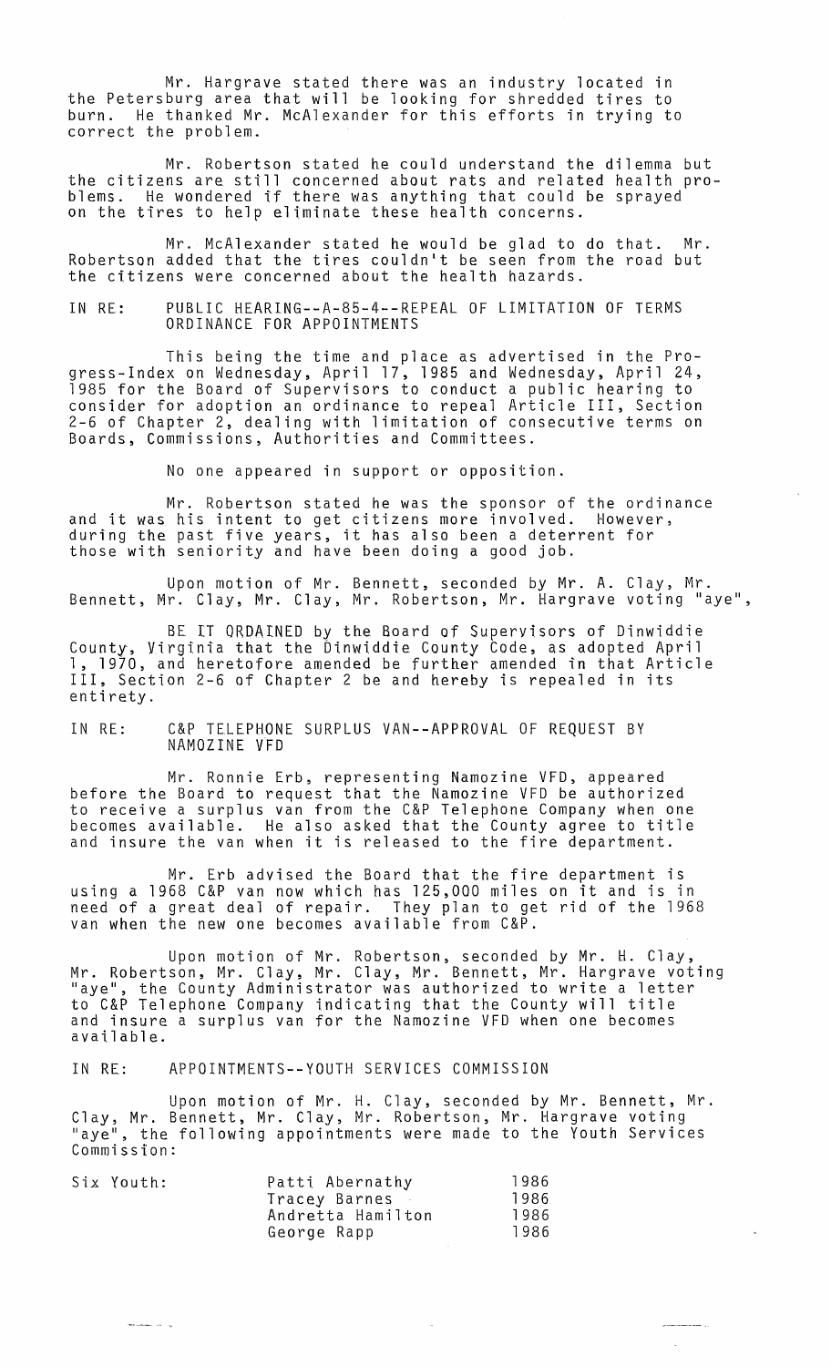Mr. Hargrave stated there was an industry located in the Petersburg area that will be looking for shredded tires to burn. He thanked Mr. McAlexander for this efforts in trying to correct the problem.

Mr. Robertson stated he could understand the dilemma but the citizens are still concerned about rats and related health problems. He wondered if there was anything that could be sprayed on the tires to help eliminate these health concerns.

Mr. McAlexander stated he would be glad to do that. Mr. Robertson added that the tires couldn't be seen from the road but the citizens were concerned about the health hazards.

IN RE: PUBLIC HEARING--A-85-4--REPEAL OF LIMITATION OF TERMS ORDINANCE FOR APPOINTMENTS

This being the time and place as advertised in the Progress-Index on Wednesday, April 17, 1985 and Wednesday, April 24, 1985 for the Board of Supervisors to conduct a public hearing to consider for adoption an ordinance to repeal Article III, Section 2-6 of Chapter 2, dealing with limitation of consecutive terms on Boards, Commissions, Authorities and Committees.

No one appeared in support or opposition.

Mr. Robertson stated he was the sponsor of the ordinance and it was his intent to get citizens more involved. However, during the past five years, it has also been a deterrent for those with seniority and have been doing a good job.

Upon motion of Mr. Bennett, seconded by Mr. A. Clay, Mr. Bennett, Mr. Clay, Mr. Clay, Mr. Robertson, Mr. Hargrave voting "aye",

BE IT ORDAINED by the Board of Supervisors of Dinwiddie County, Virginia that the Dinwiddie County Code, as adopted April 1, 1970, and heretofore amended be further amended in that Article III, Section 2-6 of Chapter 2 be and hereby is repealed in its entirety.

IN RE: C&P TELEPHONE SURPLUS VAN--APPROVAL OF REQUEST BY NAMOZINE VFD

Mr. Ronnie Erb, representing Namozine VFD, appeared before the Board to request that the Namozine VFD be authorized to receive a surplus van from the C&P Telephone Company when one becomes available. He also asked that the County agree to title and insure the van when it is released to the fire department.

Mr. Erb advised the Board that the fire department is using a 1968 C&P van now which has 125,000 miles on it and is in need of a great deal of repair. They plan to get rid of the 1968 van when the new one becomes available from C&P.

Upon motion of Mr. Robertson, seconded by Mr. H. Clay, Mr. Robertson, Mr. Clay, Mr. Clay, Mr. Bennett, Mr. Hargrave voting "aye", the County Administrator was authorized to write a letter to C&P Telephone Company indicating that the County will title and insure a surplus van for the Namozine VFD when one becomes available.

IN RE: APPOINTMENTS--YOUTH SERVICES COMMISSION

Upon motion of Mr. H. Clay, seconded by Mr. Bennett, Mr. Clay, Mr. Bennett, Mr. Clay, Mr. Robertson, Mr. Hargrave voting "aye", the following appointments were made to the Youth Services Commission:

| Six Youth: | Patti Abernathy | 1986 |
|---|---|---|
| | Tracey Barnes | 1986 |
| | Andretta Hamilton | 1986 |
| | George Rapp | 1986 |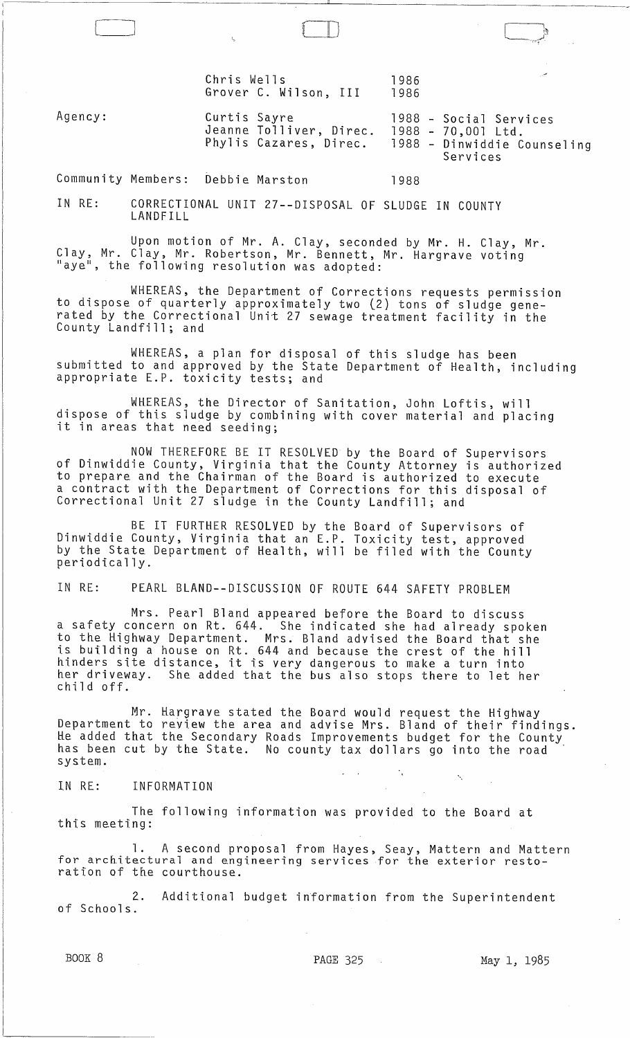| | | |
|---|---|---|
| | Chris Wells | 1986 |
| | Grover C. Wilson, III | 1986 |
| Agency: | Curtis Sayre | 1988 - Social Services |
| | Jeanne Tolliver, Direc. | 1988 - 70,001 Ltd. |
| | Phylis Cazares, Direc. | 1988 - Dinwiddie Counseling Services |
| Community Members: | Debbie Marston | 1988 |

IN RE: CORRECTIONAL UNIT 27--DISPOSAL OF SLUDGE IN COUNTY LANDFILL

Upon motion of Mr. A. Clay, seconded by Mr. H. Clay, Mr. Clay, Mr. Clay, Mr. Robertson, Mr. Bennett, Mr. Hargrave voting "aye", the following resolution was adopted:

WHEREAS, the Department of Corrections requests permission to dispose of quarterly approximately two (2) tons of sludge generated by the Correctional Unit 27 sewage treatment facility in the County Landfill; and

WHEREAS, a plan for disposal of this sludge has been submitted to and approved by the State Department of Health, including appropriate E.P. toxicity tests; and

WHEREAS, the Director of Sanitation, John Loftis, will dispose of this sludge by combining with cover material and placing it in areas that need seeding;

NOW THEREFORE BE IT RESOLVED by the Board of Supervisors of Dinwiddie County, Virginia that the County Attorney is authorized to prepare and the Chairman of the Board is authorized to execute a contract with the Department of Corrections for this disposal of Correctional Unit 27 sludge in the County Landfill; and

BE IT FURTHER RESOLVED by the Board of Supervisors of Dinwiddie County, Virginia that an E.P. Toxicity test, approved by the State Department of Health, will be filed with the County periodically.

IN RE: PEARL BLAND--DISCUSSION OF ROUTE 644 SAFETY PROBLEM

Mrs. Pearl Bland appeared before the Board to discuss a safety concern on Rt. 644. She indicated she had already spoken to the Highway Department. Mrs. Bland advised the Board that she is building a house on Rt. 644 and because the crest of the hill hinders site distance, it is very dangerous to make a turn into her driveway. She added that the bus also stops there to let her child off.

Mr. Hargrave stated the Board would request the Highway Department to review the area and advise Mrs. Bland of their findings. He added that the Secondary Roads Improvements budget for the County has been cut by the State. No county tax dollars go into the road system.

IN RE: INFORMATION

The following information was provided to the Board at this meeting:

1. A second proposal from Hayes, Seay, Mattern and Mattern for architectural and engineering services for the exterior restoration of the courthouse.

2. Additional budget information from the Superintendent of Schools.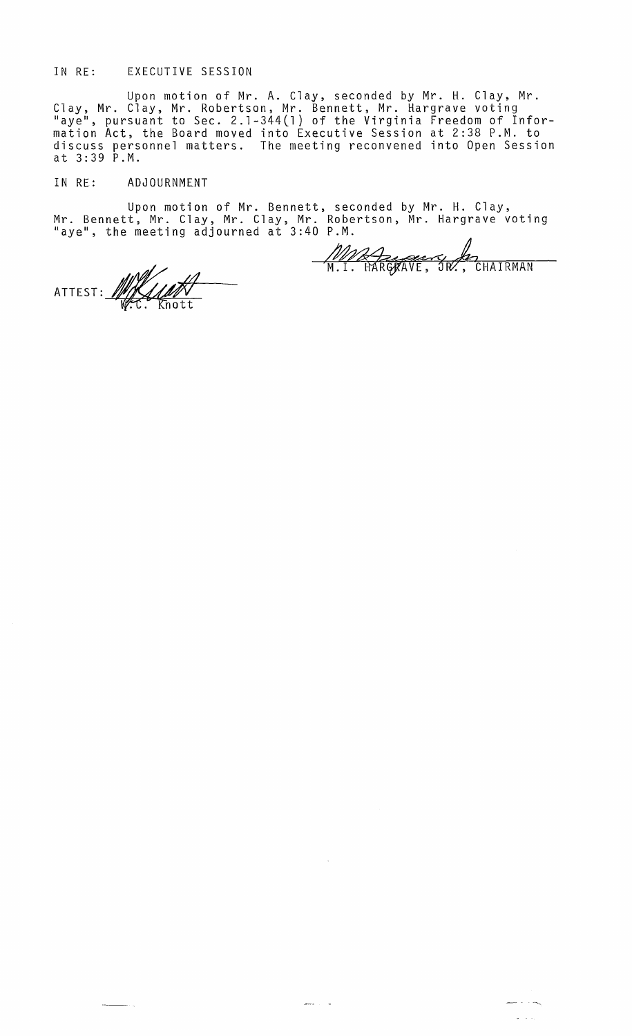IN RE: EXECUTIVE SESSION

Upon motion of Mr. A. Clay, seconded by Mr. H. Clay, Mr. Clay, Mr. Clay, Mr. Robertson, Mr. Bennett, Mr. Hargrave voting "aye", pursuant to Sec. 2.1-344(1) of the Virginia Freedom of Information Act, the Board moved into Executive Session at 2:38 P.M. to discuss personnel matters. The meeting reconvened into Open Session at 3:39 P.M.

IN RE: ADJOURNMENT

Upon motion of Mr. Bennett, seconded by Mr. H. Clay, Mr. Bennett, Mr. Clay, Mr. Clay, Mr. Robertson, Mr. Hargrave voting "aye", the meeting adjourned at 3:40 P.M.

M.I. HARGRAVE, JR., CHAIRMAN

ATTEST: W.C. Knott